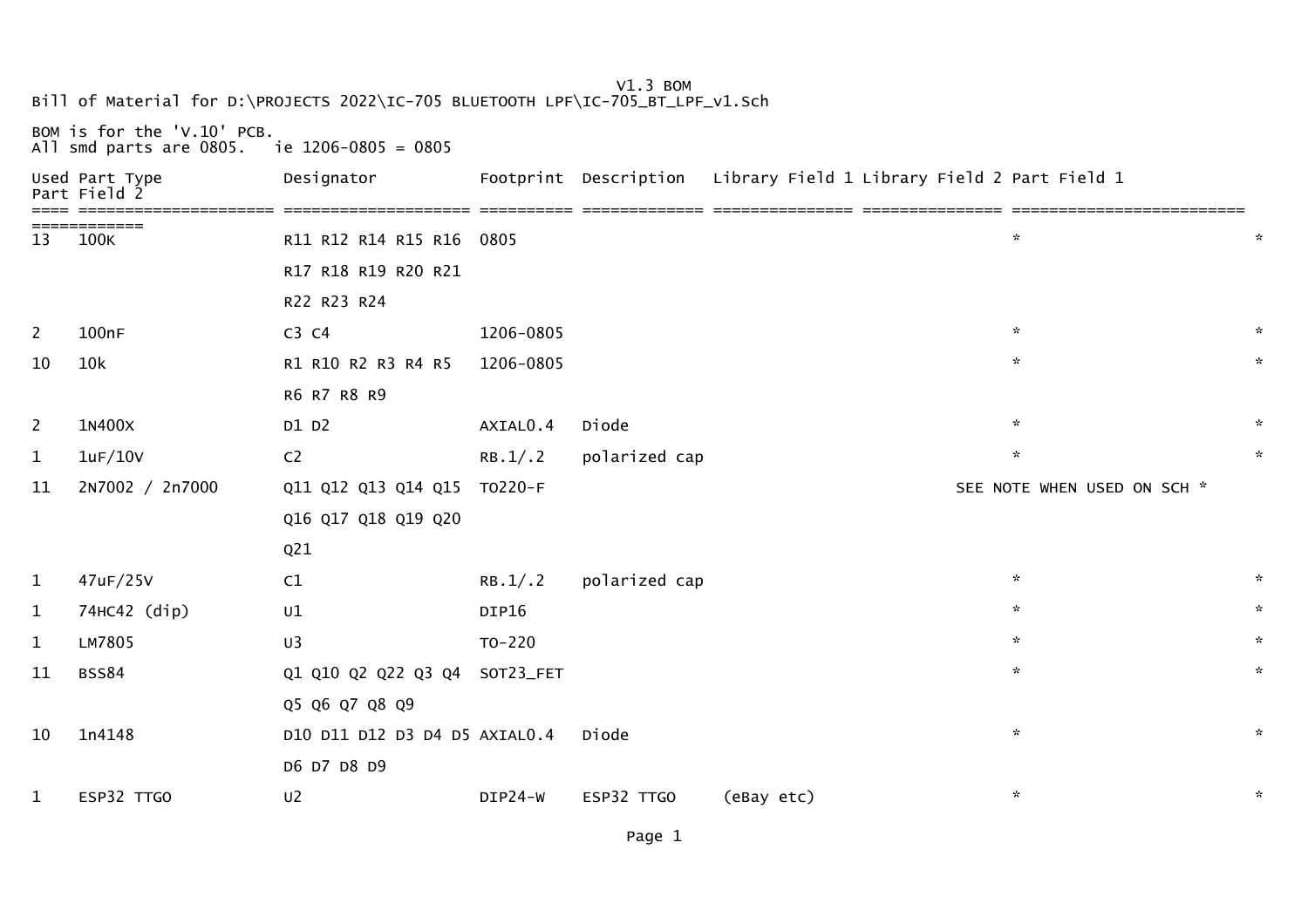V1.3 BOM

Bill of Material for D:\PROJECTS 2022\IC-705 BLUETOOTH LPF\IC-705_BT_LPF_v1.Sch

BOM is for the 'V.10' PCB.
All smd parts are 0805.   ie 1206-0805 = 0805

| Used | Part Type | Designator | Footprint | Description | Library Field 1 | Library Field 2 | Part Field 1 | Part Field 2 |
|---|---|---|---|---|---|---|---|---|
| 13 | 100K | R11 R12 R14 R15 R16 R17 R18 R19 R20 R21 R22 R23 R24 | 0805 | | | | * | * |
| 2 | 100nF | C3 C4 | 1206-0805 | | | | * | * |
| 10 | 10k | R1 R10 R2 R3 R4 R5 R6 R7 R8 R9 | 1206-0805 | | | | * | * |
| 2 | 1N400X | D1 D2 | AXIAL0.4 | Diode | | | * | * |
| 1 | 1uF/10V | C2 | RB.1/.2 | polarized cap | | | * | * |
| 11 | 2N7002 / 2n7000 | Q11 Q12 Q13 Q14 Q15 Q16 Q17 Q18 Q19 Q20 Q21 | TO220-F | | | | SEE NOTE WHEN USED ON SCH | * |
| 1 | 47uF/25V | C1 | RB.1/.2 | polarized cap | | | * | * |
| 1 | 74HC42 (dip) | U1 | DIP16 | | | | * | * |
| 1 | LM7805 | U3 | TO-220 | | | | * | * |
| 11 | BSS84 | Q1 Q10 Q2 Q22 Q3 Q4 Q5 Q6 Q7 Q8 Q9 | SOT23_FET | | | | * | * |
| 10 | 1n4148 | D10 D11 D12 D3 D4 D5 D6 D7 D8 D9 | AXIAL0.4 | Diode | | | * | * |
| 1 | ESP32 TTGO | U2 | DIP24-W | ESP32 TTGO | (eBay etc) | | * | * |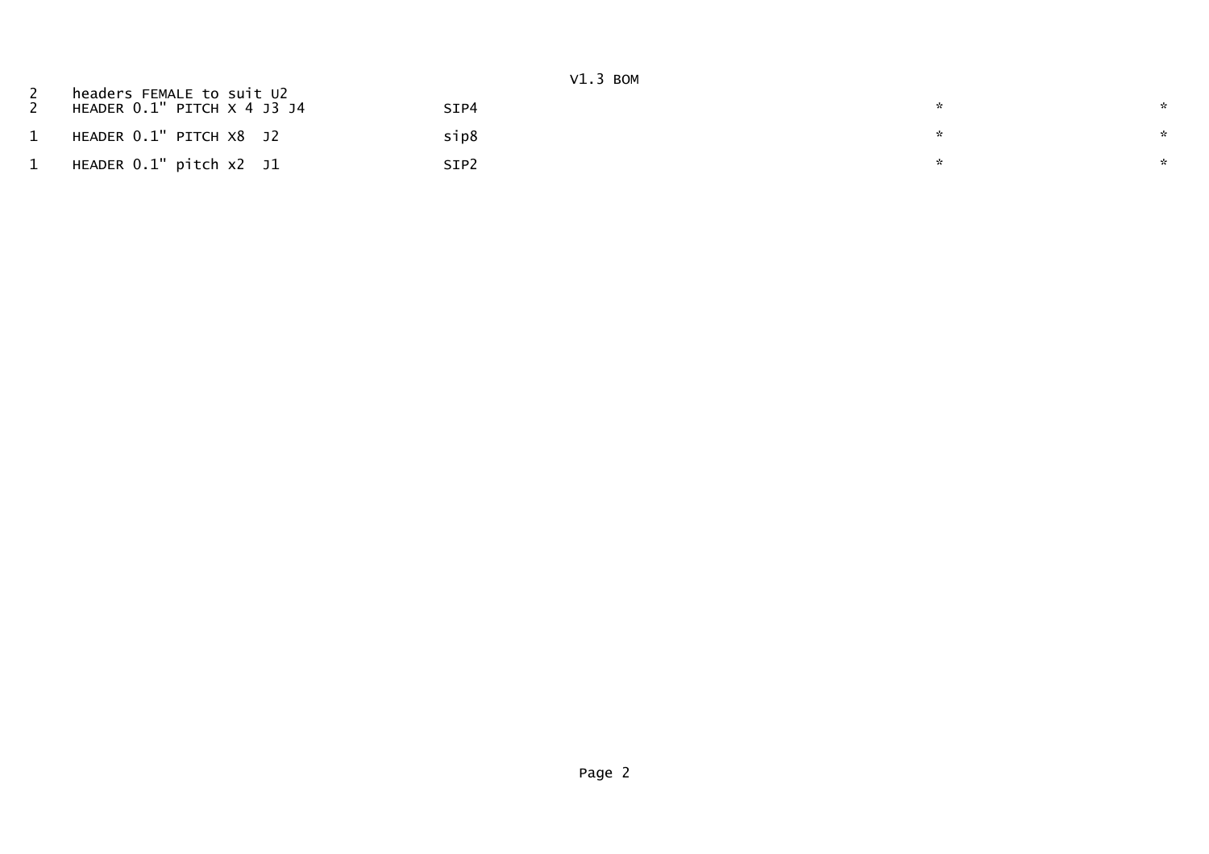V1.3 BOM

| | | | | |
|---|---|---|---|---|
| 2 | headers FEMALE to suit U2 | | | |
| 2 | HEADER 0.1" PITCH X 4 J3 J4 | SIP4 | * | * |
| 1 | HEADER 0.1" PITCH X8  J2 | sip8 | * | * |
| 1 | HEADER 0.1" pitch x2  J1 | SIP2 | * | * |